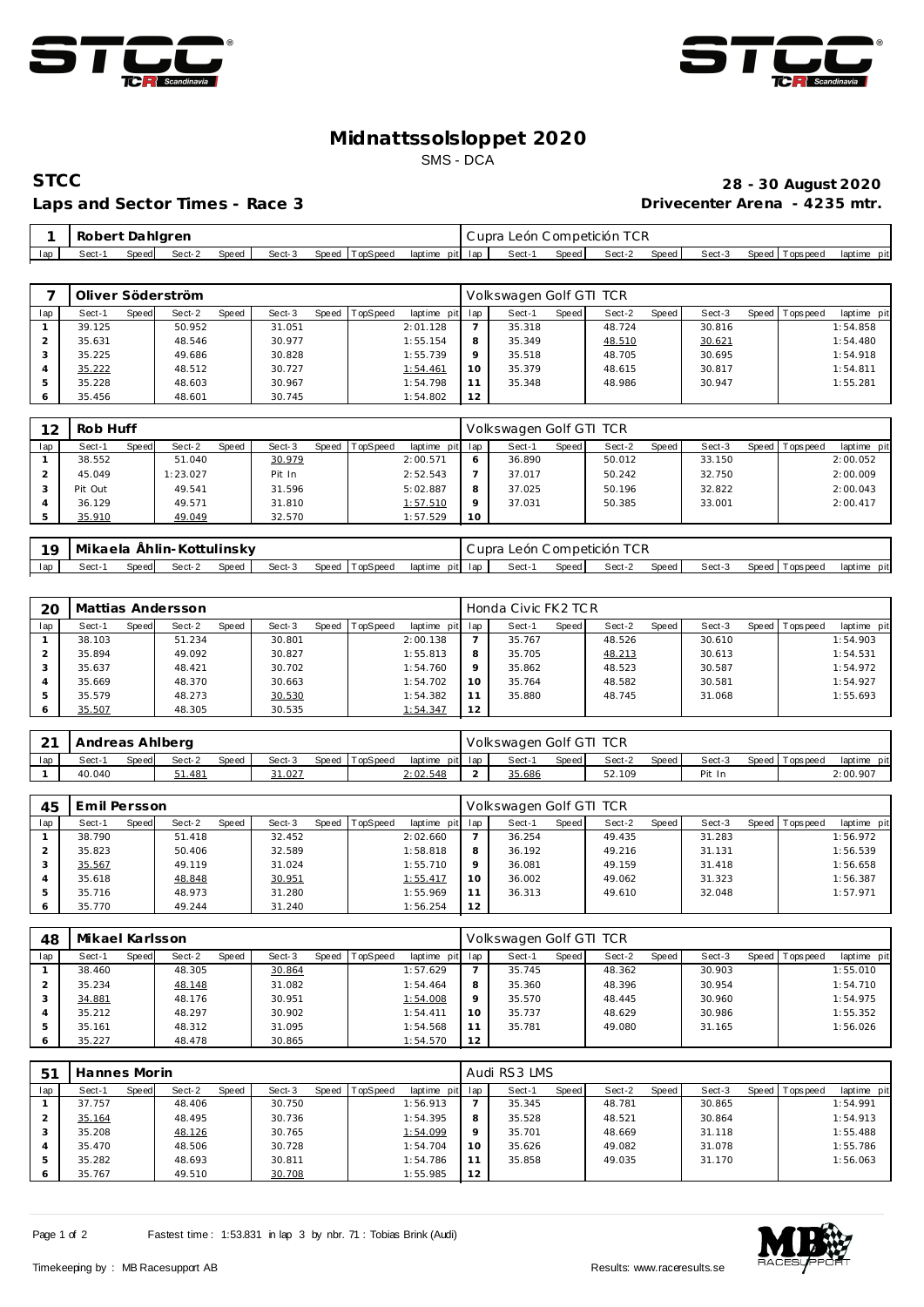# Midnattssolsloppet 2020

SMS - DCA

**STCC** **28 - 30 August 2020**

**Laps and Sector Times - Race 3** **Drivecenter Arena - 4235 mtr.**

| 1 | Robert Dahlgren | | | | | | | | Cupra León Competición TCR | | | | | | | | |
|---|---|---|---|---|---|---|---|---|---|---|---|---|---|---|---|---|---|
| lap | Sect-1 | Speed | Sect-2 | Speed | Sect-3 | Speed | TopSpeed | laptime pit | lap | Sect-1 | Speed | Sect-2 | Speed | Sect-3 | Speed | Topspeed | laptime pit |

| 7 | Oliver Söderström | | | | | | | | Volkswagen Golf GTI TCR | | | | | | | | |
|---|---|---|---|---|---|---|---|---|---|---|---|---|---|---|---|---|---|
| lap | Sect-1 | Speed | Sect-2 | Speed | Sect-3 | Speed | TopSpeed | laptime pit | lap | Sect-1 | Speed | Sect-2 | Speed | Sect-3 | Speed | Topspeed | laptime pit |
| 1 | 39.125 | | 50.952 | | 31.051 | | | 2:01.128 | 7 | 35.318 | | 48.724 | | 30.816 | | | 1:54.858 |
| 2 | 35.631 | | 48.546 | | 30.977 | | | 1:55.154 | 8 | 35.349 | | 48.510 | | 30.621 | | | 1:54.480 |
| 3 | 35.225 | | 49.686 | | 30.828 | | | 1:55.739 | 9 | 35.518 | | 48.705 | | 30.695 | | | 1:54.918 |
| 4 | 35.222 | | 48.512 | | 30.727 | | | 1:54.461 | 10 | 35.379 | | 48.615 | | 30.817 | | | 1:54.811 |
| 5 | 35.228 | | 48.603 | | 30.967 | | | 1:54.798 | 11 | 35.348 | | 48.986 | | 30.947 | | | 1:55.281 |
| 6 | 35.456 | | 48.601 | | 30.745 | | | 1:54.802 | 12 | | | | | | | | |

| 12 | Rob Huff | | | | | | | | Volkswagen Golf GTI TCR | | | | | | | | |
|---|---|---|---|---|---|---|---|---|---|---|---|---|---|---|---|---|---|
| lap | Sect-1 | Speed | Sect-2 | Speed | Sect-3 | Speed | TopSpeed | laptime pit | lap | Sect-1 | Speed | Sect-2 | Speed | Sect-3 | Speed | Topspeed | laptime pit |
| 1 | 38.552 | | 51.040 | | 30.979 | | | 2:00.571 | 6 | 36.890 | | 50.012 | | 33.150 | | | 2:00.052 |
| 2 | 45.049 | | 1:23.027 | | Pit In | | | 2:52.543 | 7 | 37.017 | | 50.242 | | 32.750 | | | 2:00.009 |
| 3 | Pit Out | | 49.541 | | 31.596 | | | 5:02.887 | 8 | 37.025 | | 50.196 | | 32.822 | | | 2:00.043 |
| 4 | 36.129 | | 49.571 | | 31.810 | | | 1:57.510 | 9 | 37.031 | | 50.385 | | 33.001 | | | 2:00.417 |
| 5 | 35.910 | | 49.049 | | 32.570 | | | 1:57.529 | 10 | | | | | | | | |

| 19 | Mikaela Åhlin-Kottulinsky | | | | | | | | Cupra León Competición TCR | | | | | | | | |
|---|---|---|---|---|---|---|---|---|---|---|---|---|---|---|---|---|---|
| lap | Sect-1 | Speed | Sect-2 | Speed | Sect-3 | Speed | TopSpeed | laptime pit | lap | Sect-1 | Speed | Sect-2 | Speed | Sect-3 | Speed | Topspeed | laptime pit |

| 20 | Mattias Andersson | | | | | | | | Honda Civic FK2 TCR | | | | | | | | |
|---|---|---|---|---|---|---|---|---|---|---|---|---|---|---|---|---|---|
| lap | Sect-1 | Speed | Sect-2 | Speed | Sect-3 | Speed | TopSpeed | laptime pit | lap | Sect-1 | Speed | Sect-2 | Speed | Sect-3 | Speed | Topspeed | laptime pit |
| 1 | 38.103 | | 51.234 | | 30.801 | | | 2:00.138 | 7 | 35.767 | | 48.526 | | 30.610 | | | 1:54.903 |
| 2 | 35.894 | | 49.092 | | 30.827 | | | 1:55.813 | 8 | 35.705 | | 48.213 | | 30.613 | | | 1:54.531 |
| 3 | 35.637 | | 48.421 | | 30.702 | | | 1:54.760 | 9 | 35.862 | | 48.523 | | 30.587 | | | 1:54.972 |
| 4 | 35.669 | | 48.370 | | 30.663 | | | 1:54.702 | 10 | 35.764 | | 48.582 | | 30.581 | | | 1:54.927 |
| 5 | 35.579 | | 48.273 | | 30.530 | | | 1:54.382 | 11 | 35.880 | | 48.745 | | 31.068 | | | 1:55.693 |
| 6 | 35.507 | | 48.305 | | 30.535 | | | 1:54.347 | 12 | | | | | | | | |

| 21 | Andreas Ahlberg | | | | | | | | Volkswagen Golf GTI TCR | | | | | | | | |
|---|---|---|---|---|---|---|---|---|---|---|---|---|---|---|---|---|---|
| lap | Sect-1 | Speed | Sect-2 | Speed | Sect-3 | Speed | TopSpeed | laptime pit | lap | Sect-1 | Speed | Sect-2 | Speed | Sect-3 | Speed | Topspeed | laptime pit |
| 1 | 40.040 | | 51.481 | | 31.027 | | | 2:02.548 | 2 | 35.686 | | 52.109 | | Pit In | | | 2:00.907 |

| 45 | Emil Persson | | | | | | | | Volkswagen Golf GTI TCR | | | | | | | | |
|---|---|---|---|---|---|---|---|---|---|---|---|---|---|---|---|---|---|
| lap | Sect-1 | Speed | Sect-2 | Speed | Sect-3 | Speed | TopSpeed | laptime pit | lap | Sect-1 | Speed | Sect-2 | Speed | Sect-3 | Speed | Topspeed | laptime pit |
| 1 | 38.790 | | 51.418 | | 32.452 | | | 2:02.660 | 7 | 36.254 | | 49.435 | | 31.283 | | | 1:56.972 |
| 2 | 35.823 | | 50.406 | | 32.589 | | | 1:58.818 | 8 | 36.192 | | 49.216 | | 31.131 | | | 1:56.539 |
| 3 | 35.567 | | 49.119 | | 31.024 | | | 1:55.710 | 9 | 36.081 | | 49.159 | | 31.418 | | | 1:56.658 |
| 4 | 35.618 | | 48.848 | | 30.951 | | | 1:55.417 | 10 | 36.002 | | 49.062 | | 31.323 | | | 1:56.387 |
| 5 | 35.716 | | 48.973 | | 31.280 | | | 1:55.969 | 11 | 36.313 | | 49.610 | | 32.048 | | | 1:57.971 |
| 6 | 35.770 | | 49.244 | | 31.240 | | | 1:56.254 | 12 | | | | | | | | |

| 48 | Mikael Karlsson | | | | | | | | Volkswagen Golf GTI TCR | | | | | | | | |
|---|---|---|---|---|---|---|---|---|---|---|---|---|---|---|---|---|---|
| lap | Sect-1 | Speed | Sect-2 | Speed | Sect-3 | Speed | TopSpeed | laptime pit | lap | Sect-1 | Speed | Sect-2 | Speed | Sect-3 | Speed | Topspeed | laptime pit |
| 1 | 38.460 | | 48.305 | | 30.864 | | | 1:57.629 | 7 | 35.745 | | 48.362 | | 30.903 | | | 1:55.010 |
| 2 | 35.234 | | 48.148 | | 31.082 | | | 1:54.464 | 8 | 35.360 | | 48.396 | | 30.954 | | | 1:54.710 |
| 3 | 34.881 | | 48.176 | | 30.951 | | | 1:54.008 | 9 | 35.570 | | 48.445 | | 30.960 | | | 1:54.975 |
| 4 | 35.212 | | 48.297 | | 30.902 | | | 1:54.411 | 10 | 35.737 | | 48.629 | | 30.986 | | | 1:55.352 |
| 5 | 35.161 | | 48.312 | | 31.095 | | | 1:54.568 | 11 | 35.781 | | 49.080 | | 31.165 | | | 1:56.026 |
| 6 | 35.227 | | 48.478 | | 30.865 | | | 1:54.570 | 12 | | | | | | | | |

| 51 | Hannes Morin | | | | | | | | Audi RS3 LMS | | | | | | | | |
|---|---|---|---|---|---|---|---|---|---|---|---|---|---|---|---|---|---|
| lap | Sect-1 | Speed | Sect-2 | Speed | Sect-3 | Speed | TopSpeed | laptime pit | lap | Sect-1 | Speed | Sect-2 | Speed | Sect-3 | Speed | Topspeed | laptime pit |
| 1 | 37.757 | | 48.406 | | 30.750 | | | 1:56.913 | 7 | 35.345 | | 48.781 | | 30.865 | | | 1:54.991 |
| 2 | 35.164 | | 48.495 | | 30.736 | | | 1:54.395 | 8 | 35.528 | | 48.521 | | 30.864 | | | 1:54.913 |
| 3 | 35.208 | | 48.126 | | 30.765 | | | 1:54.099 | 9 | 35.701 | | 48.669 | | 31.118 | | | 1:55.488 |
| 4 | 35.470 | | 48.506 | | 30.728 | | | 1:54.704 | 10 | 35.626 | | 49.082 | | 31.078 | | | 1:55.786 |
| 5 | 35.282 | | 48.693 | | 30.811 | | | 1:54.786 | 11 | 35.858 | | 49.035 | | 31.170 | | | 1:56.063 |
| 6 | 35.767 | | 49.510 | | 30.708 | | | 1:55.985 | 12 | | | | | | | | |

Fastest time : 1:53.831 in lap 3 by nbr. 71 : Tobias Brink (Audi)

Timekeeping by : MB Racesupport AB

Results: www.raceresults.se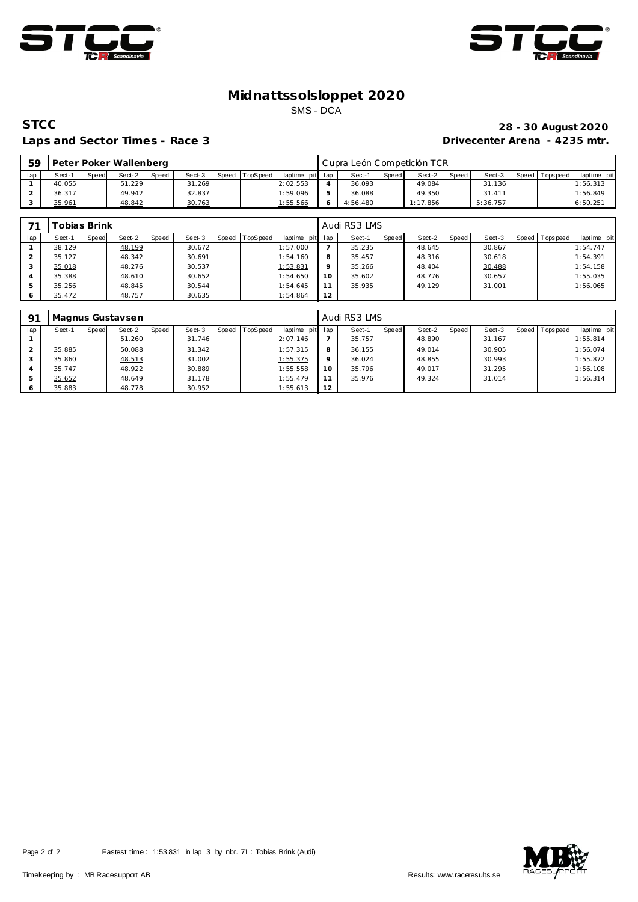# Midnattssolsloppet 2020

SMS - DCA

**STCC** **28 - 30 August 2020**

**Laps and Sector Times - Race 3** **Drivecenter Arena - 4235 mtr.**

| 59 | Peter Poker Wallenberg | | | | | | | | Cupra León Competición TCR | | | | | | | |
|---|---|---|---|---|---|---|---|---|---|---|---|---|---|---|---|---|
| lap | Sect-1 | Speed | Sect-2 | Speed | Sect-3 | Speed | TopSpeed | laptime pit | lap | Sect-1 | Speed | Sect-2 | Speed | Sect-3 | Speed Topspeed | laptime pit |
| 1 | 40.055 | | 51.229 | | 31.269 | | | 2:02.553 | 4 | 36.093 | | 49.084 | | 31.136 | | 1:56.313 |
| 2 | 36.317 | | 49.942 | | 32.837 | | | 1:59.096 | 5 | 36.088 | | 49.350 | | 31.411 | | 1:56.849 |
| 3 | 35.961 | | 48.842 | | 30.763 | | | 1:55.566 | 6 | 4:56.480 | | 1:17.856 | | 5:36.757 | | 6:50.251 |

| 71 | Tobias Brink | | | | | | | | Audi RS3 LMS | | | | | | | |
|---|---|---|---|---|---|---|---|---|---|---|---|---|---|---|---|---|
| lap | Sect-1 | Speed | Sect-2 | Speed | Sect-3 | Speed | TopSpeed | laptime pit | lap | Sect-1 | Speed | Sect-2 | Speed | Sect-3 | Speed Topspeed | laptime pit |
| 1 | 38.129 | | 48.199 | | 30.672 | | | 1:57.000 | 7 | 35.235 | | 48.645 | | 30.867 | | 1:54.747 |
| 2 | 35.127 | | 48.342 | | 30.691 | | | 1:54.160 | 8 | 35.457 | | 48.316 | | 30.618 | | 1:54.391 |
| 3 | 35.018 | | 48.276 | | 30.537 | | | 1:53.831 | 9 | 35.266 | | 48.404 | | 30.488 | | 1:54.158 |
| 4 | 35.388 | | 48.610 | | 30.652 | | | 1:54.650 | 10 | 35.602 | | 48.776 | | 30.657 | | 1:55.035 |
| 5 | 35.256 | | 48.845 | | 30.544 | | | 1:54.645 | 11 | 35.935 | | 49.129 | | 31.001 | | 1:56.065 |
| 6 | 35.472 | | 48.757 | | 30.635 | | | 1:54.864 | 12 | | | | | | | |

| 91 | Magnus Gustavsen | | | | | | | | Audi RS3 LMS | | | | | | | |
|---|---|---|---|---|---|---|---|---|---|---|---|---|---|---|---|---|
| lap | Sect-1 | Speed | Sect-2 | Speed | Sect-3 | Speed | TopSpeed | laptime pit | lap | Sect-1 | Speed | Sect-2 | Speed | Sect-3 | Speed Topspeed | laptime pit |
| 1 | | | 51.260 | | 31.746 | | | 2:07.146 | 7 | 35.757 | | 48.890 | | 31.167 | | 1:55.814 |
| 2 | 35.885 | | 50.088 | | 31.342 | | | 1:57.315 | 8 | 36.155 | | 49.014 | | 30.905 | | 1:56.074 |
| 3 | 35.860 | | 48.513 | | 31.002 | | | 1:55.375 | 9 | 36.024 | | 48.855 | | 30.993 | | 1:55.872 |
| 4 | 35.747 | | 48.922 | | 30.889 | | | 1:55.558 | 10 | 35.796 | | 49.017 | | 31.295 | | 1:56.108 |
| 5 | 35.652 | | 48.649 | | 31.178 | | | 1:55.479 | 11 | 35.976 | | 49.324 | | 31.014 | | 1:56.314 |
| 6 | 35.883 | | 48.778 | | 30.952 | | | 1:55.613 | 12 | | | | | | | |

Fastest time : 1:53.831 in lap 3 by nbr. 71 : Tobias Brink (Audi)

Timekeeping by : MB Racesupport AB

Results: www.raceresults.se